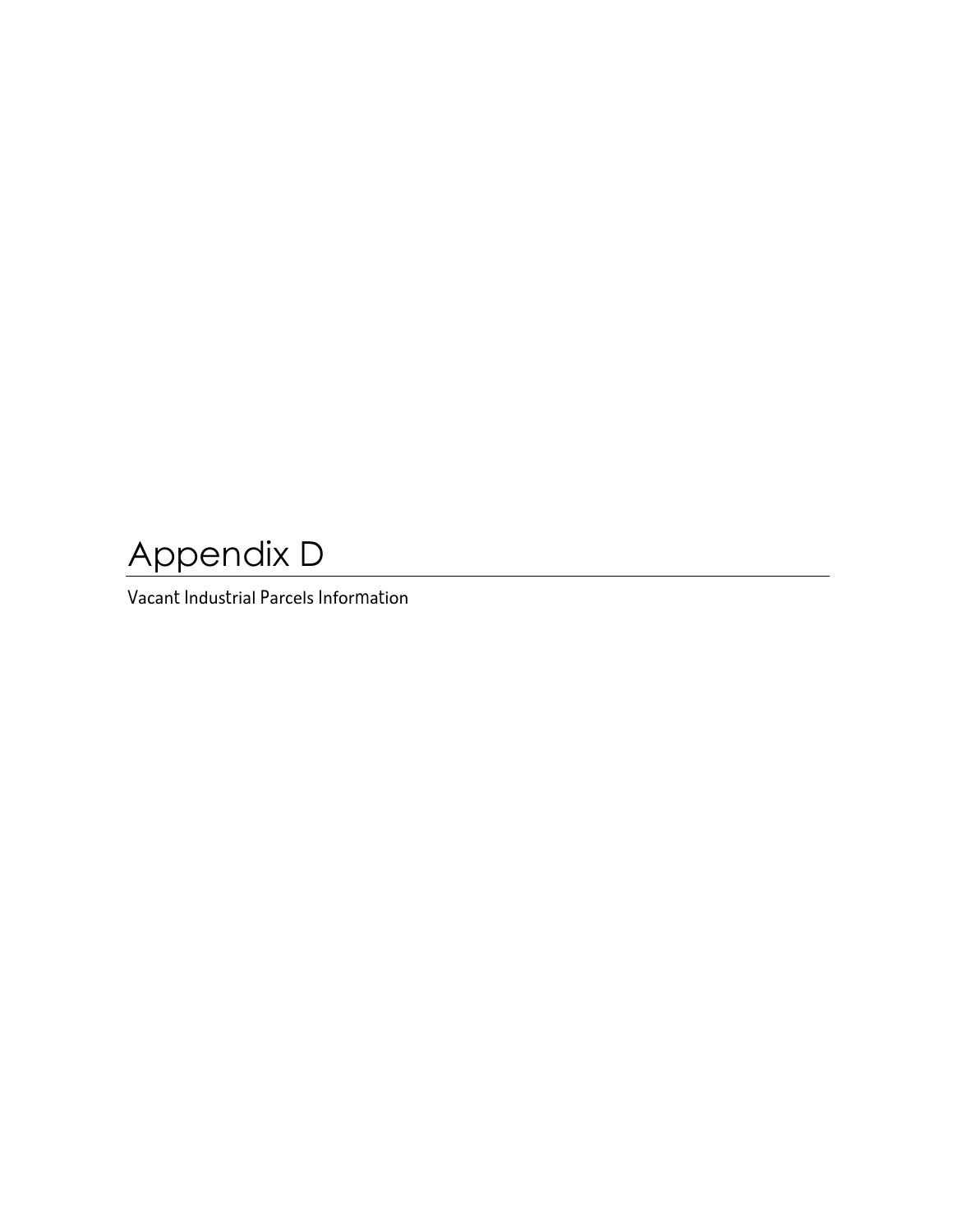# Appendix D

Vacant Industrial Parcels Information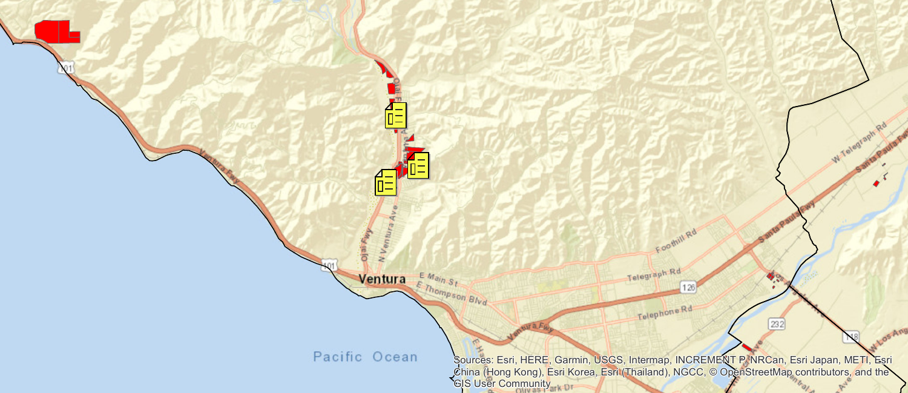Sources: Esri, HERE, Garmin, USGS, Intermap, INCREMENT P, NRCan, Esri Japan, METI, Esri China (Hong Kong), Esri Korea, Esri (Thailand), NGCC, © OpenStreetMap contributors, and the GIS User Community